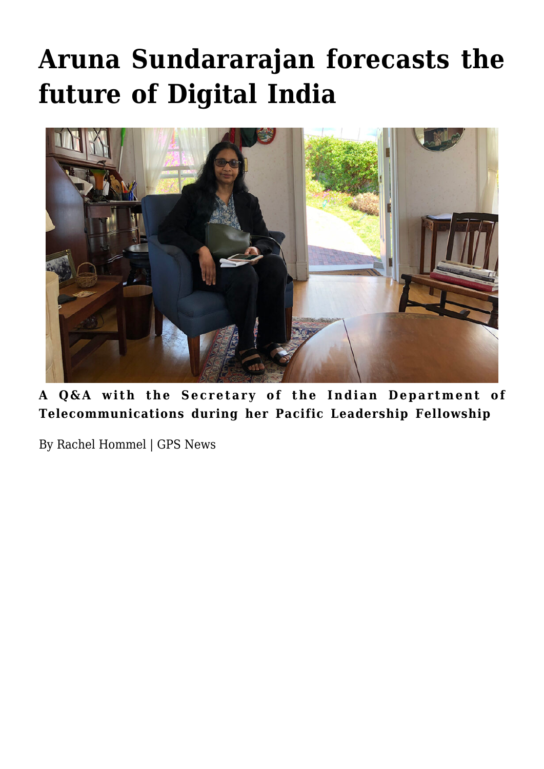# Aruna Sundararajan forecasts the future of Digital India

**A Q&A with the Secretary of the Indian Department of Telecommunications during her Pacific Leadership Fellowship**

By Rachel Hommel | GPS News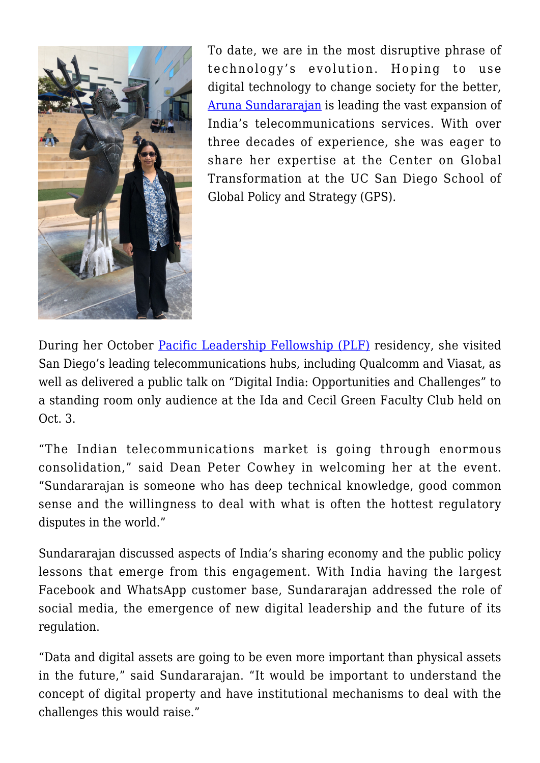To date, we are in the most disruptive phrase of technology's evolution. Hoping to use digital technology to change society for the better, [Aruna Sundararajan](#) is leading the vast expansion of India's telecommunications services. With over three decades of experience, she was eager to share her expertise at the Center on Global Transformation at the UC San Diego School of Global Policy and Strategy (GPS).

During her October [Pacific Leadership Fellowship (PLF)](#) residency, she visited San Diego's leading telecommunications hubs, including Qualcomm and Viasat, as well as delivered a public talk on "Digital India: Opportunities and Challenges" to a standing room only audience at the Ida and Cecil Green Faculty Club held on Oct. 3.

"The Indian telecommunications market is going through enormous consolidation," said Dean Peter Cowhey in welcoming her at the event. "Sundararajan is someone who has deep technical knowledge, good common sense and the willingness to deal with what is often the hottest regulatory disputes in the world."

Sundararajan discussed aspects of India's sharing economy and the public policy lessons that emerge from this engagement. With India having the largest Facebook and WhatsApp customer base, Sundararajan addressed the role of social media, the emergence of new digital leadership and the future of its regulation.

"Data and digital assets are going to be even more important than physical assets in the future," said Sundararajan. "It would be important to understand the concept of digital property and have institutional mechanisms to deal with the challenges this would raise."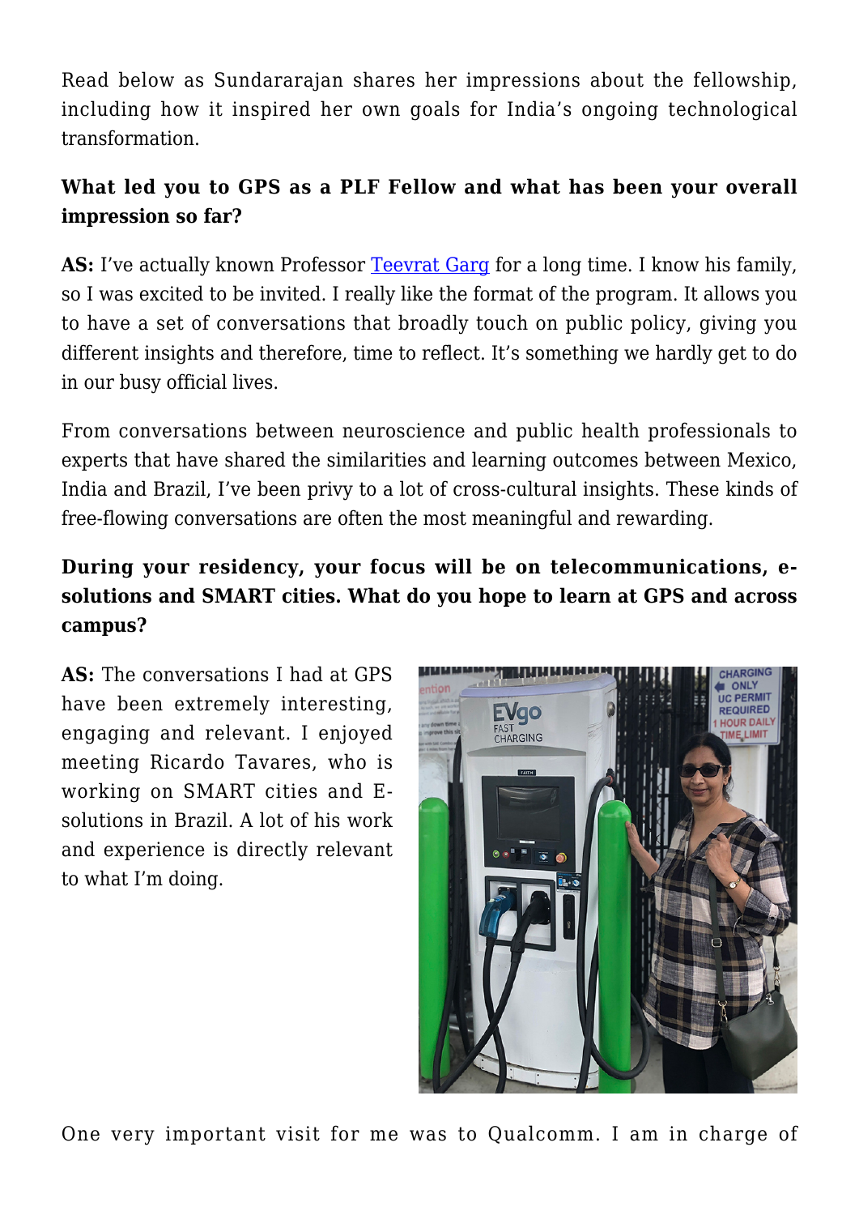Read below as Sundararajan shares her impressions about the fellowship, including how it inspired her own goals for India's ongoing technological transformation.

**What led you to GPS as a PLF Fellow and what has been your overall impression so far?**

**AS:** I've actually known Professor Teevrat Garg for a long time. I know his family, so I was excited to be invited. I really like the format of the program. It allows you to have a set of conversations that broadly touch on public policy, giving you different insights and therefore, time to reflect. It's something we hardly get to do in our busy official lives.

From conversations between neuroscience and public health professionals to experts that have shared the similarities and learning outcomes between Mexico, India and Brazil, I've been privy to a lot of cross-cultural insights. These kinds of free-flowing conversations are often the most meaningful and rewarding.

**During your residency, your focus will be on telecommunications, e-solutions and SMART cities. What do you hope to learn at GPS and across campus?**

**AS:** The conversations I had at GPS have been extremely interesting, engaging and relevant. I enjoyed meeting Ricardo Tavares, who is working on SMART cities and E-solutions in Brazil. A lot of his work and experience is directly relevant to what I'm doing.

One very important visit for me was to Qualcomm. I am in charge of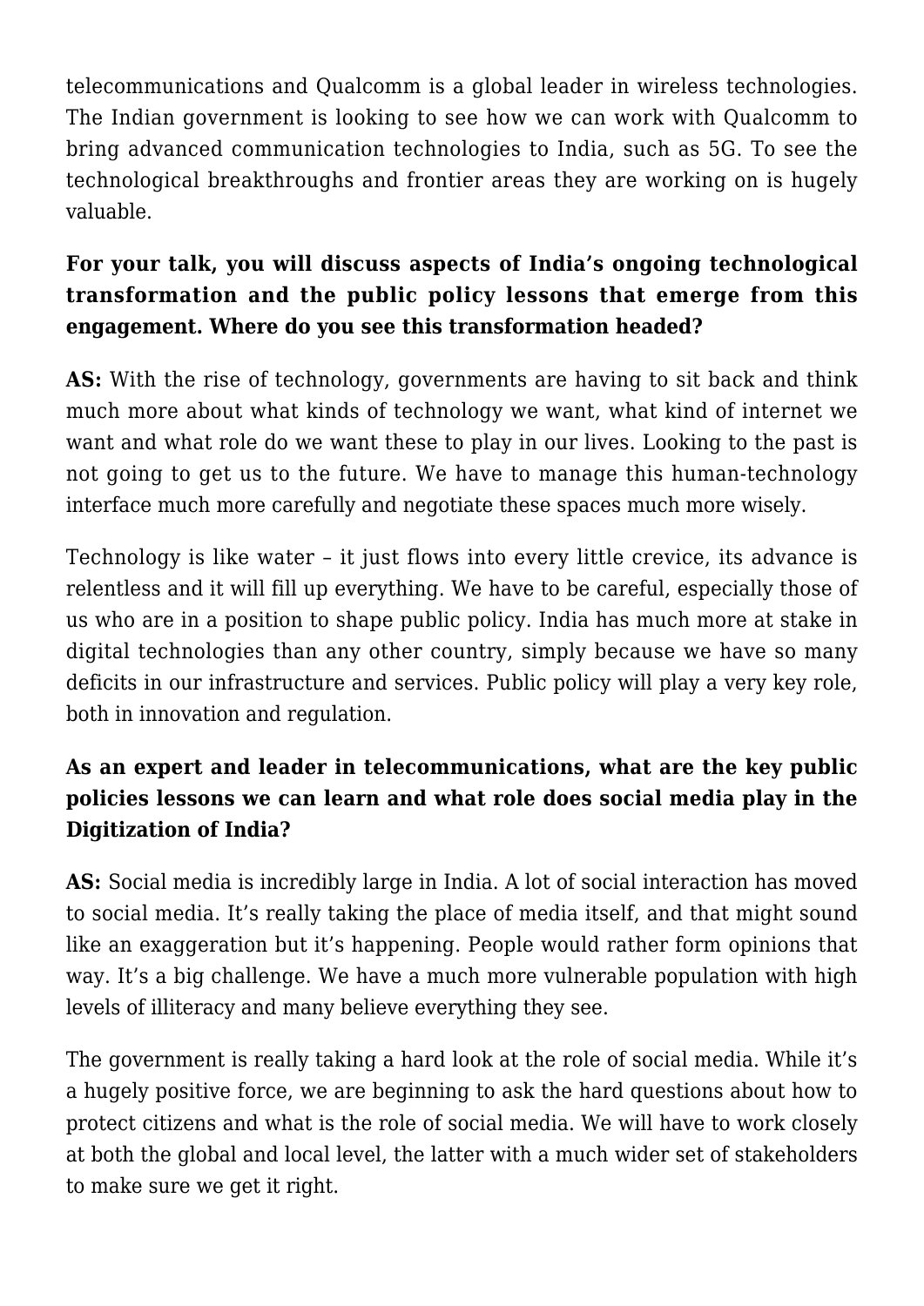telecommunications and Qualcomm is a global leader in wireless technologies. The Indian government is looking to see how we can work with Qualcomm to bring advanced communication technologies to India, such as 5G. To see the technological breakthroughs and frontier areas they are working on is hugely valuable.

**For your talk, you will discuss aspects of India's ongoing technological transformation and the public policy lessons that emerge from this engagement. Where do you see this transformation headed?**

**AS:** With the rise of technology, governments are having to sit back and think much more about what kinds of technology we want, what kind of internet we want and what role do we want these to play in our lives. Looking to the past is not going to get us to the future. We have to manage this human-technology interface much more carefully and negotiate these spaces much more wisely.

Technology is like water – it just flows into every little crevice, its advance is relentless and it will fill up everything. We have to be careful, especially those of us who are in a position to shape public policy. India has much more at stake in digital technologies than any other country, simply because we have so many deficits in our infrastructure and services. Public policy will play a very key role, both in innovation and regulation.

**As an expert and leader in telecommunications, what are the key public policies lessons we can learn and what role does social media play in the Digitization of India?**

**AS:** Social media is incredibly large in India. A lot of social interaction has moved to social media. It's really taking the place of media itself, and that might sound like an exaggeration but it's happening. People would rather form opinions that way. It's a big challenge. We have a much more vulnerable population with high levels of illiteracy and many believe everything they see.

The government is really taking a hard look at the role of social media. While it's a hugely positive force, we are beginning to ask the hard questions about how to protect citizens and what is the role of social media. We will have to work closely at both the global and local level, the latter with a much wider set of stakeholders to make sure we get it right.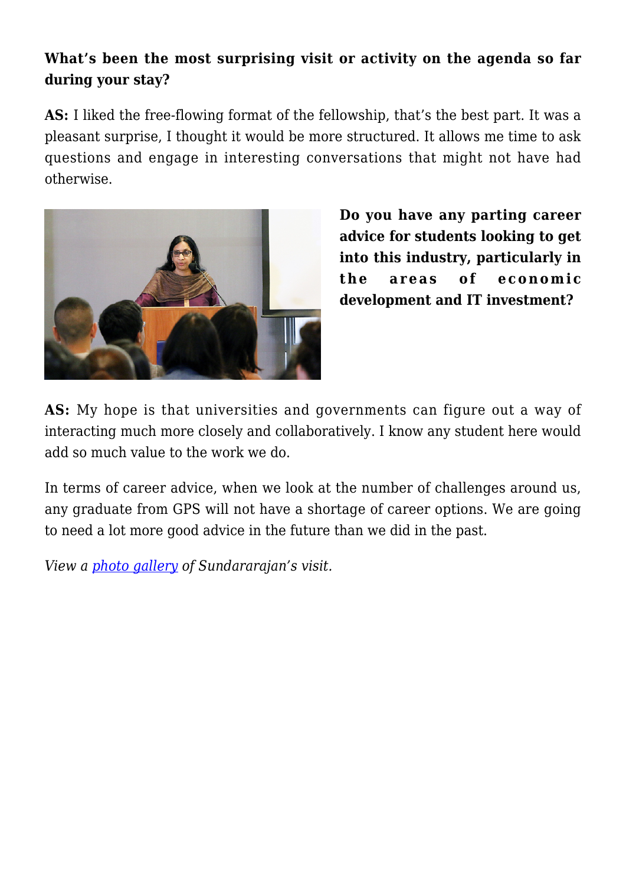**What's been the most surprising visit or activity on the agenda so far during your stay?**

**AS:** I liked the free-flowing format of the fellowship, that's the best part. It was a pleasant surprise, I thought it would be more structured. It allows me time to ask questions and engage in interesting conversations that might not have had otherwise.

**Do you have any parting career advice for students looking to get into this industry, particularly in the areas of economic development and IT investment?**

**AS:** My hope is that universities and governments can figure out a way of interacting much more closely and collaboratively. I know any student here would add so much value to the work we do.

In terms of career advice, when we look at the number of challenges around us, any graduate from GPS will not have a shortage of career options. We are going to need a lot more good advice in the future than we did in the past.

*View a photo gallery of Sundararajan's visit.*